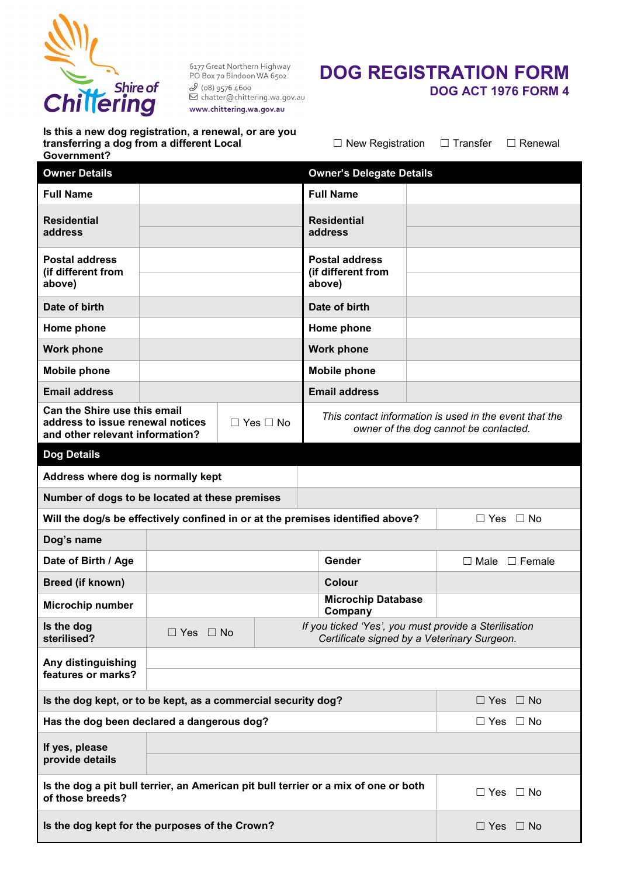Shire of Chittering

6177 Great Northern Highway
PO Box 70 Bindoon WA 6502
(08) 9576 4600
chatter@chittering.wa.gov.au
www.chittering.wa.gov.au

# DOG REGISTRATION FORM

## DOG ACT 1976 FORM 4

**Is this a new dog registration, a renewal, or are you transferring a dog from a different Local Government?** ☐ New Registration ☐ Transfer ☐ Renewal

| **Owner Details** | | **Owner's Delegate Details** | |
|---|---|---|---|
| **Full Name** | | **Full Name** | |
| **Residential address** | | **Residential address** | |
| **Postal address (if different from above)** | | **Postal address (if different from above)** | |
| **Date of birth** | | **Date of birth** | |
| **Home phone** | | **Home phone** | |
| **Work phone** | | **Work phone** | |
| **Mobile phone** | | **Mobile phone** | |
| **Email address** | | **Email address** | |
| **Can the Shire use this email address to issue renewal notices and other relevant information?** | ☐ Yes ☐ No | *This contact information is used in the event that the owner of the dog cannot be contacted.* | |

| **Dog Details** | | | |
|---|---|---|---|
| **Address where dog is normally kept** | | | |
| **Number of dogs to be located at these premises** | | | |
| **Will the dog/s be effectively confined in or at the premises identified above?** | | | ☐ Yes ☐ No |
| **Dog's name** | | | |
| **Date of Birth / Age** | | **Gender** | ☐ Male ☐ Female |
| **Breed (if known)** | | **Colour** | |
| **Microchip number** | | **Microchip Database Company** | |
| **Is the dog sterilised?** | ☐ Yes ☐ No | *If you ticked 'Yes', you must provide a Sterilisation Certificate signed by a Veterinary Surgeon.* | |
| **Any distinguishing features or marks?** | | | |
| **Is the dog kept, or to be kept, as a commercial security dog?** | | | ☐ Yes ☐ No |
| **Has the dog been declared a dangerous dog?** | | | ☐ Yes ☐ No |
| **If yes, please provide details** | | | |
| **Is the dog a pit bull terrier, an American pit bull terrier or a mix of one or both of those breeds?** | | | ☐ Yes ☐ No |
| **Is the dog kept for the purposes of the Crown?** | | | ☐ Yes ☐ No |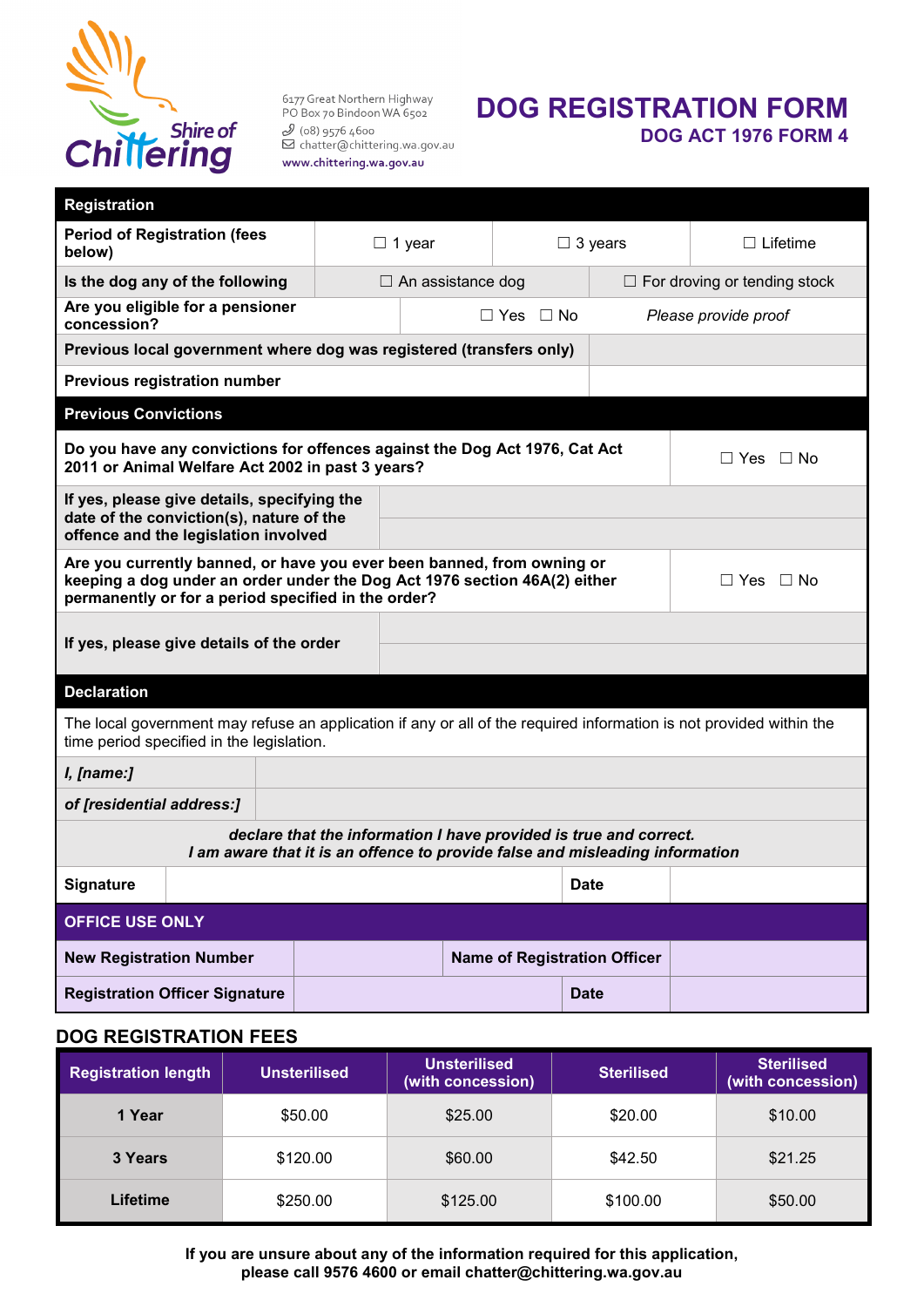Shire of Chittering

6177 Great Northern Highway
PO Box 70 Bindoon WA 6502
(08) 9576 4600
chatter@chittering.wa.gov.au
www.chittering.wa.gov.au

# DOG REGISTRATION FORM
## DOG ACT 1976 FORM 4

| **Registration** | | | |
|---|---|---|---|
| **Period of Registration (fees below)** | ☐ 1 year | ☐ 3 years | ☐ Lifetime |
| **Is the dog any of the following** | ☐ An assistance dog | ☐ For droving or tending stock | |
| **Are you eligible for a pensioner concession?** | ☐ Yes ☐ No | *Please provide proof* | |
| **Previous local government where dog was registered (transfers only)** | | | |
| **Previous registration number** | | | |

| **Previous Convictions** | |
|---|---|
| **Do you have any convictions for offences against the Dog Act 1976, Cat Act 2011 or Animal Welfare Act 2002 in past 3 years?** | ☐ Yes ☐ No |
| **If yes, please give details, specifying the date of the conviction(s), nature of the offence and the legislation involved** | |
| **Are you currently banned, or have you ever been banned, from owning or keeping a dog under an order under the Dog Act 1976 section 46A(2) either permanently or for a period specified in the order?** | ☐ Yes ☐ No |
| **If yes, please give details of the order** | |

| **Declaration** | | | |
|---|---|---|---|
| The local government may refuse an application if any or all of the required information is not provided within the time period specified in the legislation. | | | |
| ***I, [name:]*** | | | |
| ***of [residential address:]*** | | | |
| ***declare that the information I have provided is true and correct. I am aware that it is an offence to provide false and misleading information*** | | | |
| **Signature** | | **Date** | |

| **OFFICE USE ONLY** | | | |
|---|---|---|---|
| **New Registration Number** | | **Name of Registration Officer** | |
| **Registration Officer Signature** | | **Date** | |

## DOG REGISTRATION FEES

| Registration length | Unsterilised | Unsterilised (with concession) | Sterilised | Sterilised (with concession) |
|---|---|---|---|---|
| **1 Year** | $50.00 | $25.00 | $20.00 | $10.00 |
| **3 Years** | $120.00 | $60.00 | $42.50 | $21.25 |
| **Lifetime** | $250.00 | $125.00 | $100.00 | $50.00 |

**If you are unsure about any of the information required for this application, please call 9576 4600 or email chatter@chittering.wa.gov.au**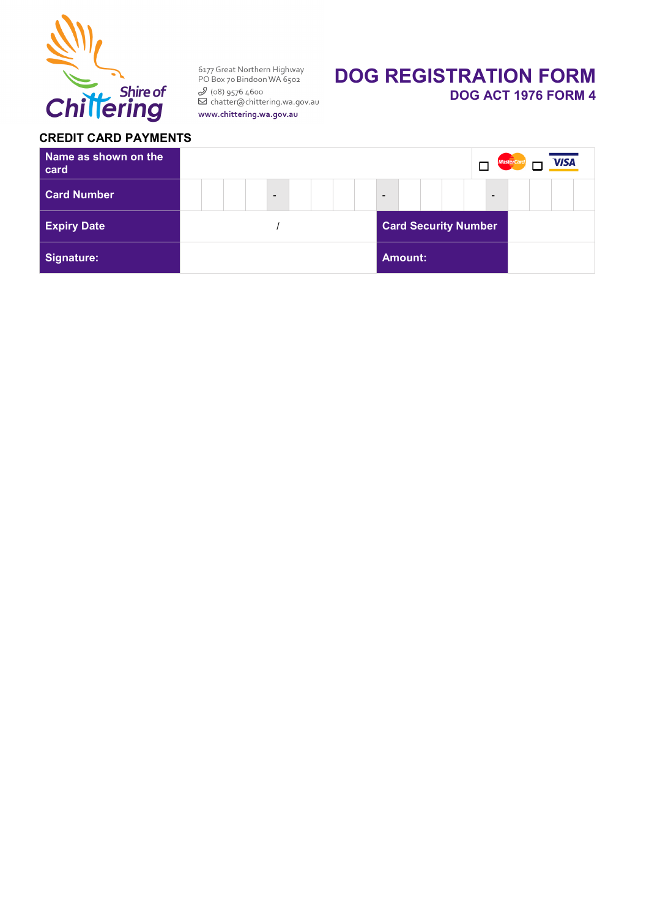6177 Great Northern Highway
PO Box 70 Bindoon WA 6502
(08) 9576 4600
chatter@chittering.wa.gov.au
www.chittering.wa.gov.au

# DOG REGISTRATION FORM

## DOG ACT 1976 FORM 4

### CREDIT CARD PAYMENTS

| | | | |
|---|---|---|---|
| **Name as shown on the card** | | | ☐ MasterCard ☐ VISA |
| **Card Number** | - - - | | |
| **Expiry Date** | / | **Card Security Number** | |
| **Signature:** | | **Amount:** | |